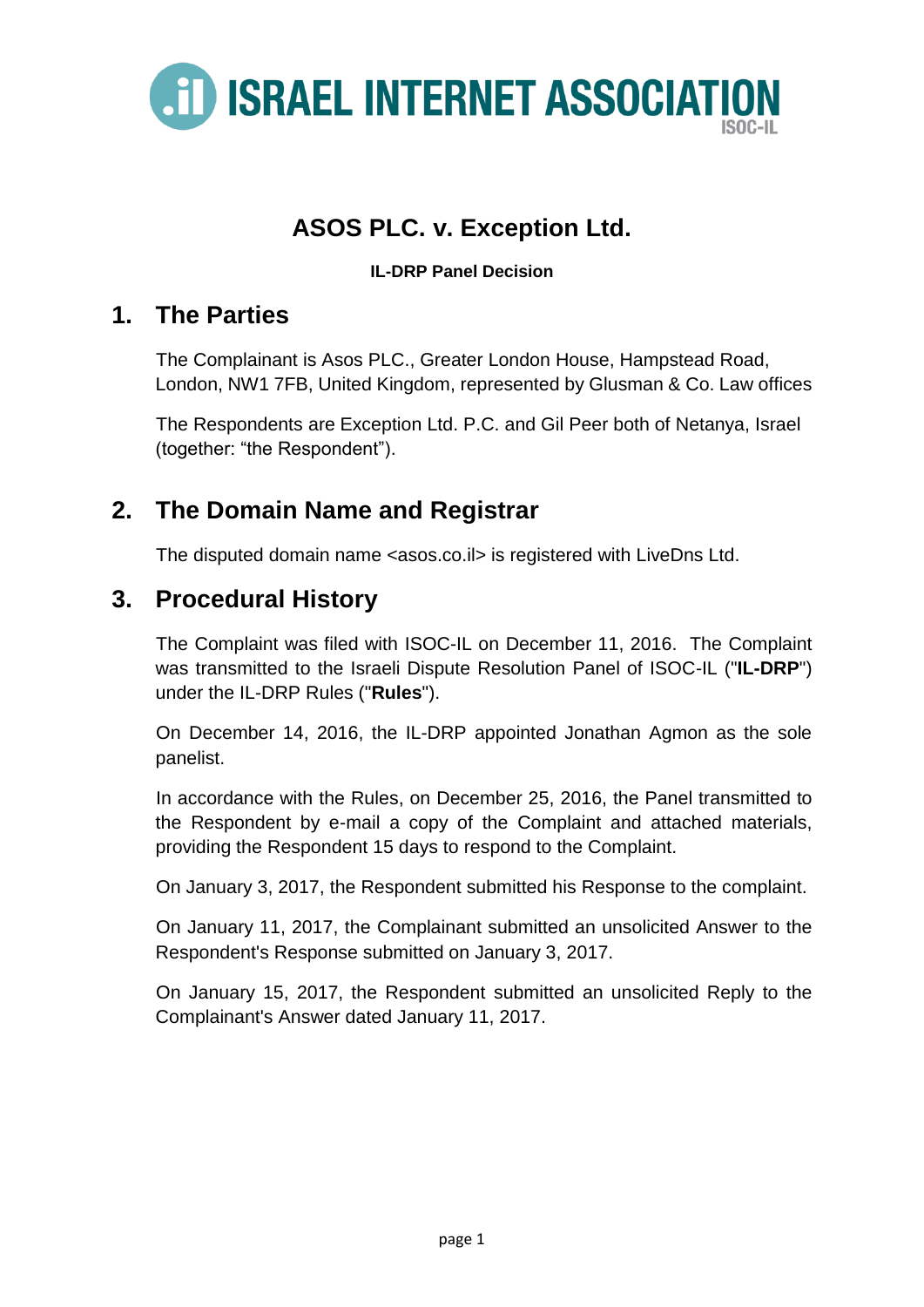# ASOS PLC. v. Exception Ltd.

**IL-DRP Panel Decision**

## 1. The Parties

The Complainant is Asos PLC., Greater London House, Hampstead Road, London, NW1 7FB, United Kingdom, represented by Glusman & Co. Law offices

The Respondents are Exception Ltd. P.C. and Gil Peer both of Netanya, Israel (together: "the Respondent").

## 2. The Domain Name and Registrar

The disputed domain name <asos.co.il> is registered with LiveDns Ltd.

## 3. Procedural History

The Complaint was filed with ISOC-IL on December 11, 2016. The Complaint was transmitted to the Israeli Dispute Resolution Panel of ISOC-IL ("**IL-DRP**") under the IL-DRP Rules ("**Rules**").

On December 14, 2016, the IL-DRP appointed Jonathan Agmon as the sole panelist.

In accordance with the Rules, on December 25, 2016, the Panel transmitted to the Respondent by e-mail a copy of the Complaint and attached materials, providing the Respondent 15 days to respond to the Complaint.

On January 3, 2017, the Respondent submitted his Response to the complaint.

On January 11, 2017, the Complainant submitted an unsolicited Answer to the Respondent's Response submitted on January 3, 2017.

On January 15, 2017, the Respondent submitted an unsolicited Reply to the Complainant's Answer dated January 11, 2017.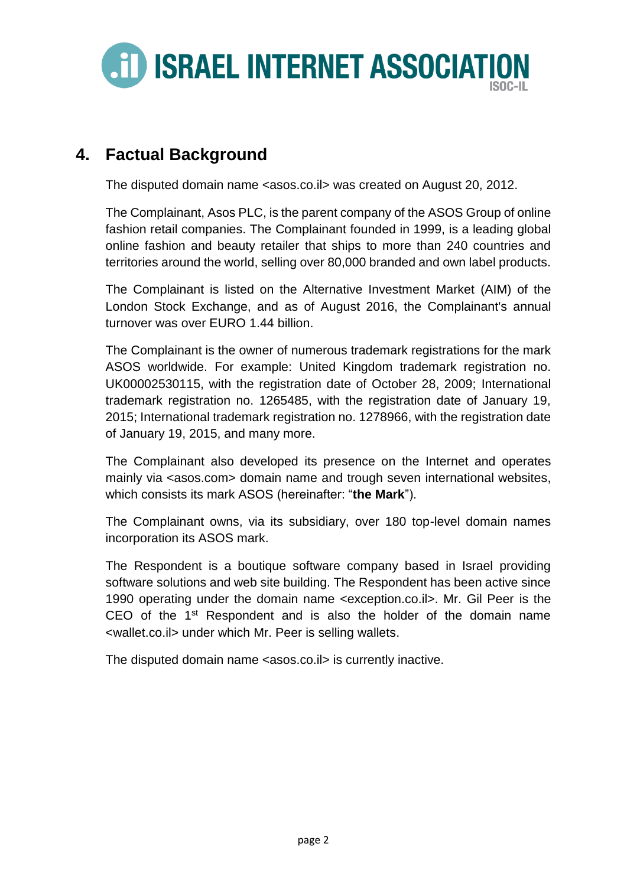## 4. Factual Background

The disputed domain name <asos.co.il> was created on August 20, 2012.

The Complainant, Asos PLC, is the parent company of the ASOS Group of online fashion retail companies. The Complainant founded in 1999, is a leading global online fashion and beauty retailer that ships to more than 240 countries and territories around the world, selling over 80,000 branded and own label products.

The Complainant is listed on the Alternative Investment Market (AIM) of the London Stock Exchange, and as of August 2016, the Complainant's annual turnover was over EURO 1.44 billion.

The Complainant is the owner of numerous trademark registrations for the mark ASOS worldwide. For example: United Kingdom trademark registration no. UK00002530115, with the registration date of October 28, 2009; International trademark registration no. 1265485, with the registration date of January 19, 2015; International trademark registration no. 1278966, with the registration date of January 19, 2015, and many more.

The Complainant also developed its presence on the Internet and operates mainly via <asos.com> domain name and trough seven international websites, which consists its mark ASOS (hereinafter: "**the Mark**").

The Complainant owns, via its subsidiary, over 180 top-level domain names incorporation its ASOS mark.

The Respondent is a boutique software company based in Israel providing software solutions and web site building. The Respondent has been active since 1990 operating under the domain name <exception.co.il>. Mr. Gil Peer is the CEO of the 1st Respondent and is also the holder of the domain name <wallet.co.il> under which Mr. Peer is selling wallets.

The disputed domain name <asos.co.il> is currently inactive.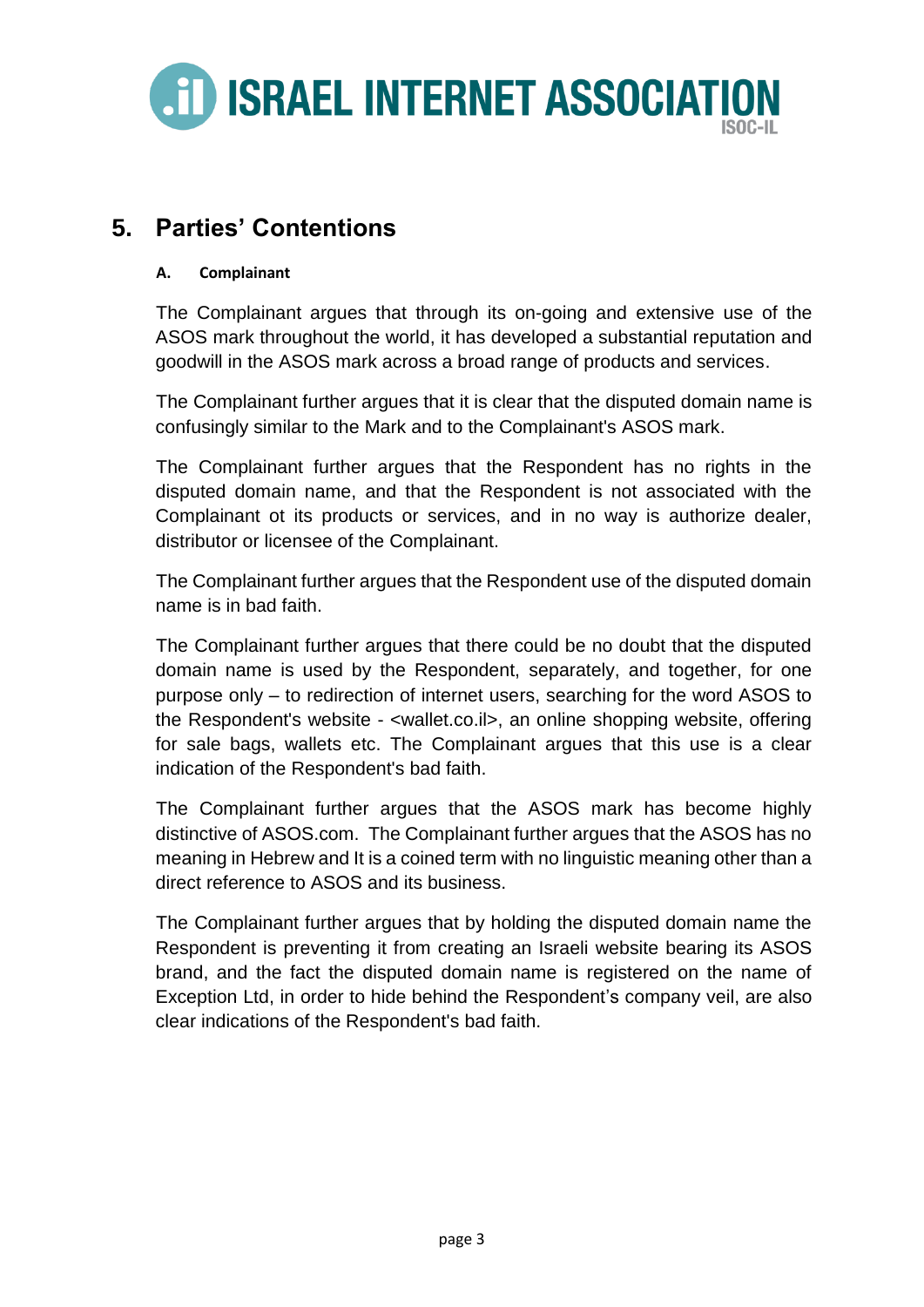## 5. Parties' Contentions

### A. Complainant

The Complainant argues that through its on-going and extensive use of the ASOS mark throughout the world, it has developed a substantial reputation and goodwill in the ASOS mark across a broad range of products and services.

The Complainant further argues that it is clear that the disputed domain name is confusingly similar to the Mark and to the Complainant's ASOS mark.

The Complainant further argues that the Respondent has no rights in the disputed domain name, and that the Respondent is not associated with the Complainant ot its products or services, and in no way is authorize dealer, distributor or licensee of the Complainant.

The Complainant further argues that the Respondent use of the disputed domain name is in bad faith.

The Complainant further argues that there could be no doubt that the disputed domain name is used by the Respondent, separately, and together, for one purpose only – to redirection of internet users, searching for the word ASOS to the Respondent's website - <wallet.co.il>, an online shopping website, offering for sale bags, wallets etc. The Complainant argues that this use is a clear indication of the Respondent's bad faith.

The Complainant further argues that the ASOS mark has become highly distinctive of ASOS.com. The Complainant further argues that the ASOS has no meaning in Hebrew and It is a coined term with no linguistic meaning other than a direct reference to ASOS and its business.

The Complainant further argues that by holding the disputed domain name the Respondent is preventing it from creating an Israeli website bearing its ASOS brand, and the fact the disputed domain name is registered on the name of Exception Ltd, in order to hide behind the Respondent's company veil, are also clear indications of the Respondent's bad faith.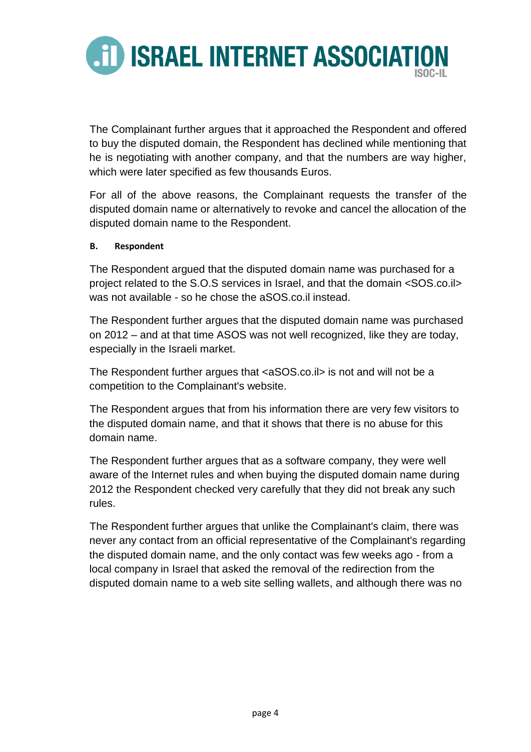The Complainant further argues that it approached the Respondent and offered to buy the disputed domain, the Respondent has declined while mentioning that he is negotiating with another company, and that the numbers are way higher, which were later specified as few thousands Euros.

For all of the above reasons, the Complainant requests the transfer of the disputed domain name or alternatively to revoke and cancel the allocation of the disputed domain name to the Respondent.

#### B. Respondent

The Respondent argued that the disputed domain name was purchased for a project related to the S.O.S services in Israel, and that the domain <SOS.co.il> was not available - so he chose the aSOS.co.il instead.

The Respondent further argues that the disputed domain name was purchased on 2012 – and at that time ASOS was not well recognized, like they are today, especially in the Israeli market.

The Respondent further argues that <aSOS.co.il> is not and will not be a competition to the Complainant's website.

The Respondent argues that from his information there are very few visitors to the disputed domain name, and that it shows that there is no abuse for this domain name.

The Respondent further argues that as a software company, they were well aware of the Internet rules and when buying the disputed domain name during 2012 the Respondent checked very carefully that they did not break any such rules.

The Respondent further argues that unlike the Complainant's claim, there was never any contact from an official representative of the Complainant's regarding the disputed domain name, and the only contact was few weeks ago - from a local company in Israel that asked the removal of the redirection from the disputed domain name to a web site selling wallets, and although there was no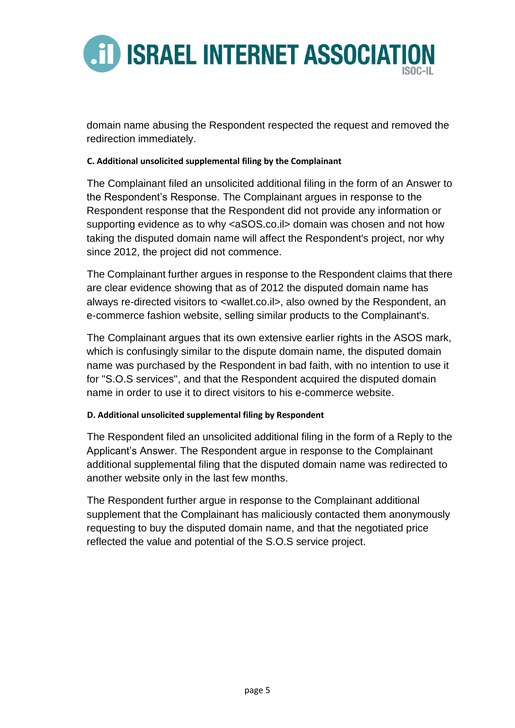domain name abusing the Respondent respected the request and removed the redirection immediately.

#### C. Additional unsolicited supplemental filing by the Complainant

The Complainant filed an unsolicited additional filing in the form of an Answer to the Respondent's Response. The Complainant argues in response to the Respondent response that the Respondent did not provide any information or supporting evidence as to why <aSOS.co.il> domain was chosen and not how taking the disputed domain name will affect the Respondent's project, nor why since 2012, the project did not commence.

The Complainant further argues in response to the Respondent claims that there are clear evidence showing that as of 2012 the disputed domain name has always re-directed visitors to <wallet.co.il>, also owned by the Respondent, an e-commerce fashion website, selling similar products to the Complainant's.

The Complainant argues that its own extensive earlier rights in the ASOS mark, which is confusingly similar to the dispute domain name, the disputed domain name was purchased by the Respondent in bad faith, with no intention to use it for "S.O.S services", and that the Respondent acquired the disputed domain name in order to use it to direct visitors to his e-commerce website.

#### D. Additional unsolicited supplemental filing by Respondent

The Respondent filed an unsolicited additional filing in the form of a Reply to the Applicant's Answer. The Respondent argue in response to the Complainant additional supplemental filing that the disputed domain name was redirected to another website only in the last few months.

The Respondent further argue in response to the Complainant additional supplement that the Complainant has maliciously contacted them anonymously requesting to buy the disputed domain name, and that the negotiated price reflected the value and potential of the S.O.S service project.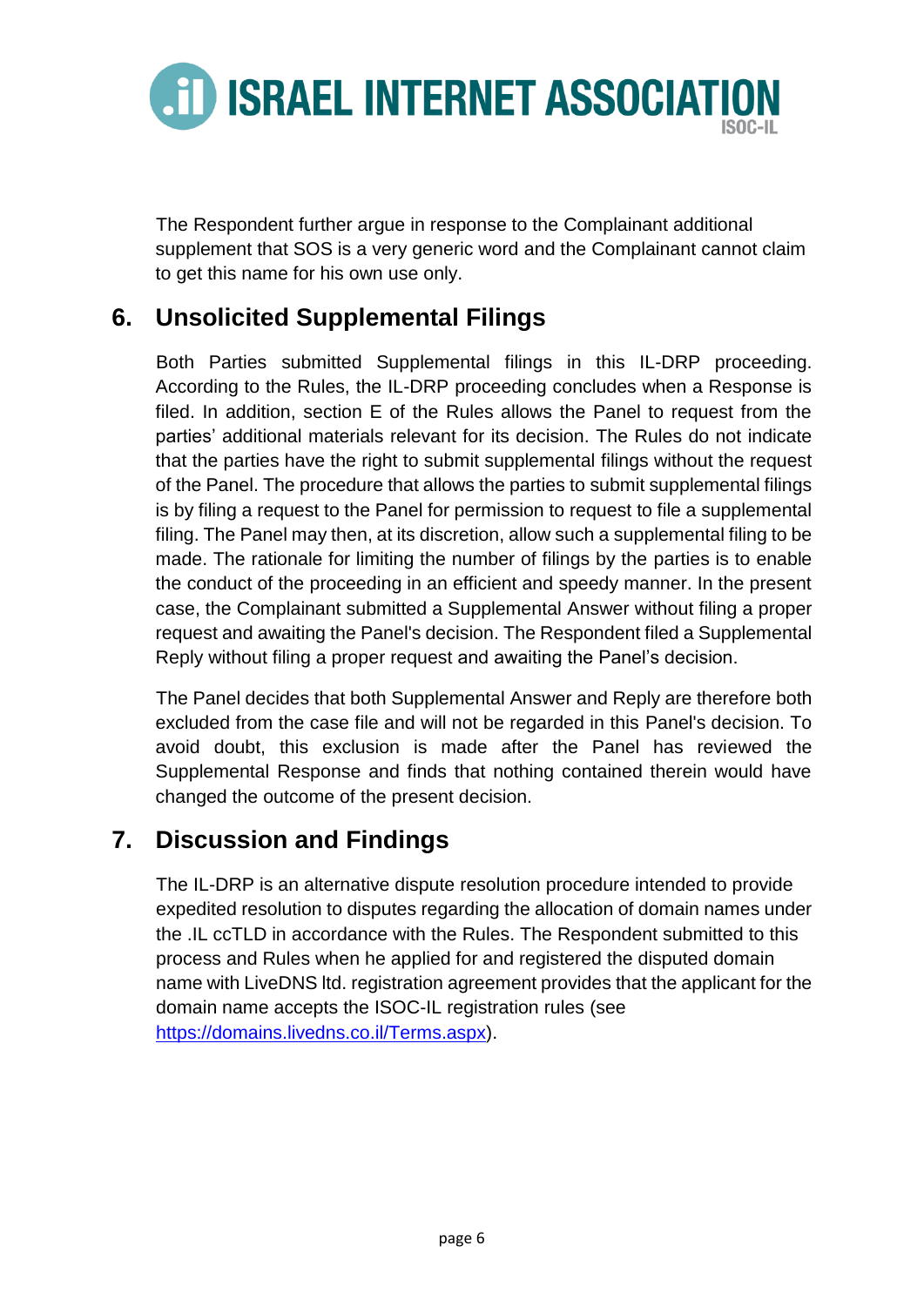The Respondent further argue in response to the Complainant additional supplement that SOS is a very generic word and the Complainant cannot claim to get this name for his own use only.

## 6. Unsolicited Supplemental Filings

Both Parties submitted Supplemental filings in this IL-DRP proceeding. According to the Rules, the IL-DRP proceeding concludes when a Response is filed. In addition, section E of the Rules allows the Panel to request from the parties' additional materials relevant for its decision. The Rules do not indicate that the parties have the right to submit supplemental filings without the request of the Panel. The procedure that allows the parties to submit supplemental filings is by filing a request to the Panel for permission to request to file a supplemental filing. The Panel may then, at its discretion, allow such a supplemental filing to be made. The rationale for limiting the number of filings by the parties is to enable the conduct of the proceeding in an efficient and speedy manner. In the present case, the Complainant submitted a Supplemental Answer without filing a proper request and awaiting the Panel's decision. The Respondent filed a Supplemental Reply without filing a proper request and awaiting the Panel's decision.

The Panel decides that both Supplemental Answer and Reply are therefore both excluded from the case file and will not be regarded in this Panel's decision. To avoid doubt, this exclusion is made after the Panel has reviewed the Supplemental Response and finds that nothing contained therein would have changed the outcome of the present decision.

## 7. Discussion and Findings

The IL-DRP is an alternative dispute resolution procedure intended to provide expedited resolution to disputes regarding the allocation of domain names under the .IL ccTLD in accordance with the Rules. The Respondent submitted to this process and Rules when he applied for and registered the disputed domain name with LiveDNS ltd. registration agreement provides that the applicant for the domain name accepts the ISOC-IL registration rules (see https://domains.livedns.co.il/Terms.aspx).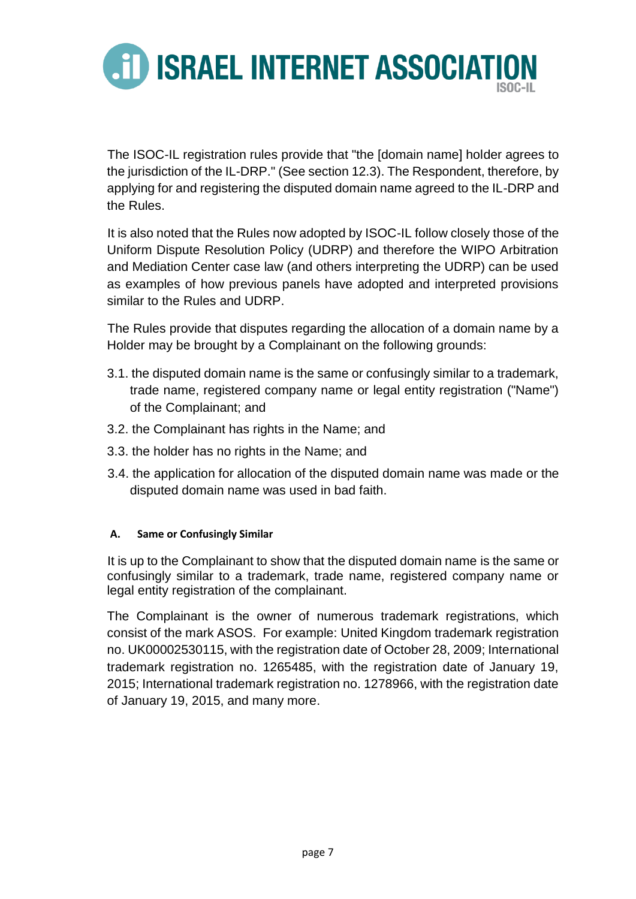The ISOC-IL registration rules provide that "the [domain name] holder agrees to the jurisdiction of the IL-DRP." (See section 12.3). The Respondent, therefore, by applying for and registering the disputed domain name agreed to the IL-DRP and the Rules.

It is also noted that the Rules now adopted by ISOC-IL follow closely those of the Uniform Dispute Resolution Policy (UDRP) and therefore the WIPO Arbitration and Mediation Center case law (and others interpreting the UDRP) can be used as examples of how previous panels have adopted and interpreted provisions similar to the Rules and UDRP.

The Rules provide that disputes regarding the allocation of a domain name by a Holder may be brought by a Complainant on the following grounds:

3.1. the disputed domain name is the same or confusingly similar to a trademark, trade name, registered company name or legal entity registration ("Name") of the Complainant; and

3.2. the Complainant has rights in the Name; and

3.3. the holder has no rights in the Name; and

3.4. the application for allocation of the disputed domain name was made or the disputed domain name was used in bad faith.

#### A. Same or Confusingly Similar

It is up to the Complainant to show that the disputed domain name is the same or confusingly similar to a trademark, trade name, registered company name or legal entity registration of the complainant.

The Complainant is the owner of numerous trademark registrations, which consist of the mark ASOS. For example: United Kingdom trademark registration no. UK00002530115, with the registration date of October 28, 2009; International trademark registration no. 1265485, with the registration date of January 19, 2015; International trademark registration no. 1278966, with the registration date of January 19, 2015, and many more.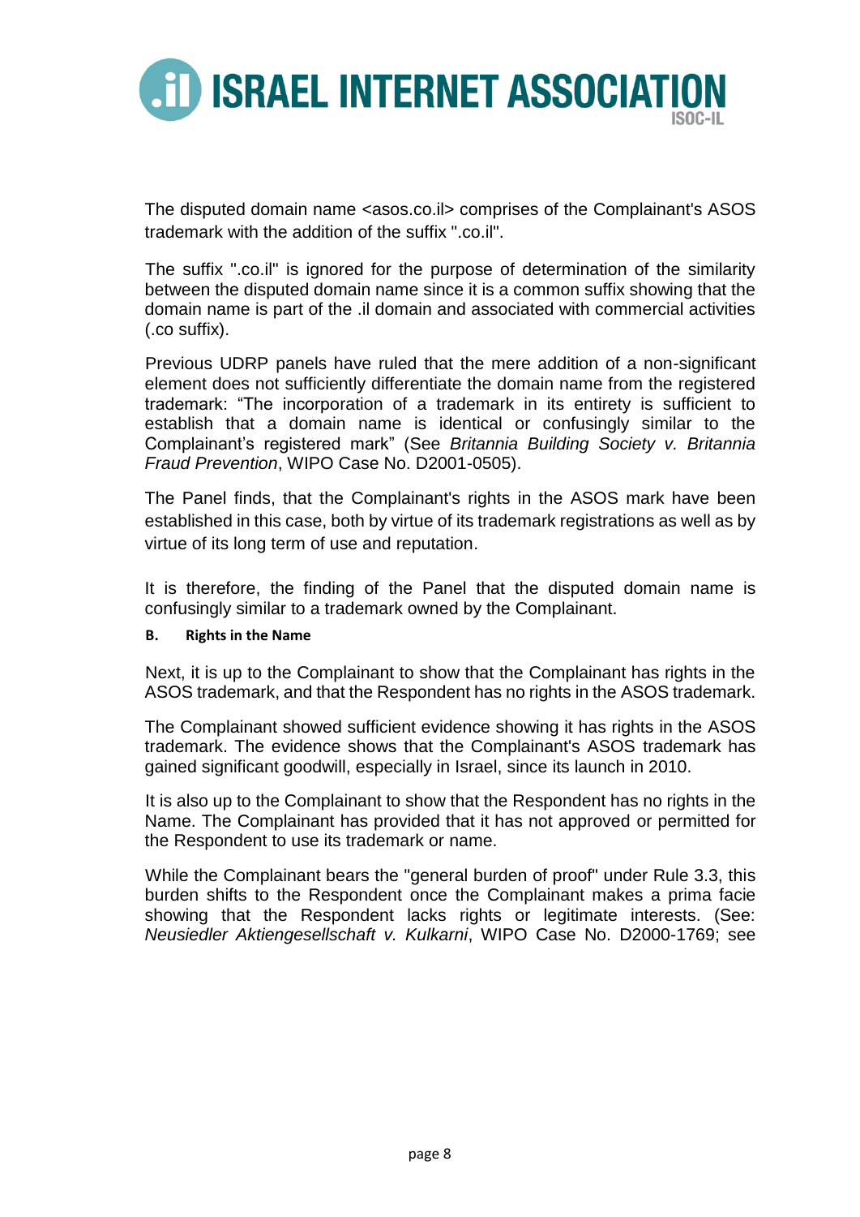The disputed domain name <asos.co.il> comprises of the Complainant's ASOS trademark with the addition of the suffix ".co.il".

The suffix ".co.il" is ignored for the purpose of determination of the similarity between the disputed domain name since it is a common suffix showing that the domain name is part of the .il domain and associated with commercial activities (.co suffix).

Previous UDRP panels have ruled that the mere addition of a non-significant element does not sufficiently differentiate the domain name from the registered trademark: "The incorporation of a trademark in its entirety is sufficient to establish that a domain name is identical or confusingly similar to the Complainant's registered mark" (See *Britannia Building Society v. Britannia Fraud Prevention*, WIPO Case No. D2001-0505).

The Panel finds, that the Complainant's rights in the ASOS mark have been established in this case, both by virtue of its trademark registrations as well as by virtue of its long term of use and reputation.

It is therefore, the finding of the Panel that the disputed domain name is confusingly similar to a trademark owned by the Complainant.

**B. Rights in the Name**

Next, it is up to the Complainant to show that the Complainant has rights in the ASOS trademark, and that the Respondent has no rights in the ASOS trademark.

The Complainant showed sufficient evidence showing it has rights in the ASOS trademark. The evidence shows that the Complainant's ASOS trademark has gained significant goodwill, especially in Israel, since its launch in 2010.

It is also up to the Complainant to show that the Respondent has no rights in the Name. The Complainant has provided that it has not approved or permitted for the Respondent to use its trademark or name.

While the Complainant bears the "general burden of proof" under Rule 3.3, this burden shifts to the Respondent once the Complainant makes a prima facie showing that the Respondent lacks rights or legitimate interests. (See: *Neusiedler Aktiengesellschaft v. Kulkarni*, WIPO Case No. D2000-1769; see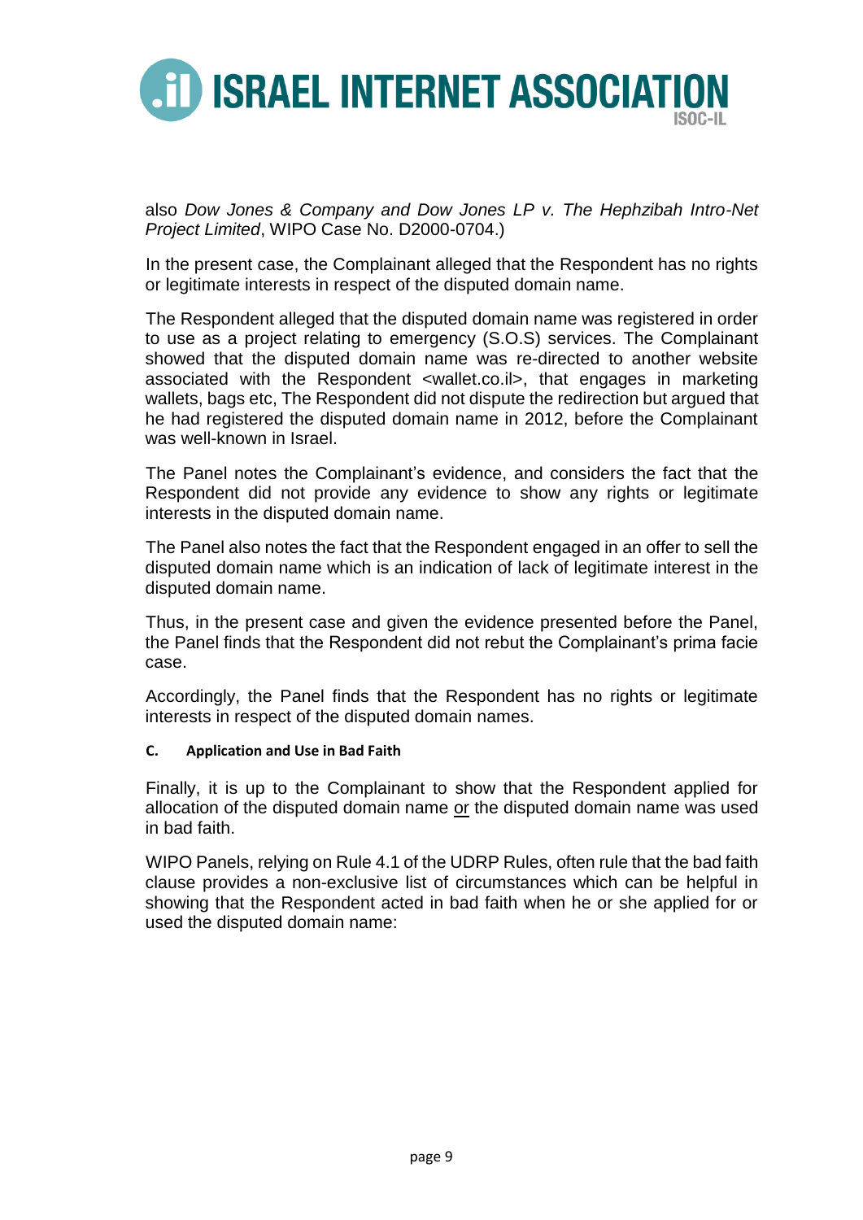also *Dow Jones & Company and Dow Jones LP v. The Hephzibah Intro-Net Project Limited*, WIPO Case No. D2000-0704.)

In the present case, the Complainant alleged that the Respondent has no rights or legitimate interests in respect of the disputed domain name.

The Respondent alleged that the disputed domain name was registered in order to use as a project relating to emergency (S.O.S) services. The Complainant showed that the disputed domain name was re-directed to another website associated with the Respondent <wallet.co.il>, that engages in marketing wallets, bags etc, The Respondent did not dispute the redirection but argued that he had registered the disputed domain name in 2012, before the Complainant was well-known in Israel.

The Panel notes the Complainant's evidence, and considers the fact that the Respondent did not provide any evidence to show any rights or legitimate interests in the disputed domain name.

The Panel also notes the fact that the Respondent engaged in an offer to sell the disputed domain name which is an indication of lack of legitimate interest in the disputed domain name.

Thus, in the present case and given the evidence presented before the Panel, the Panel finds that the Respondent did not rebut the Complainant's prima facie case.

Accordingly, the Panel finds that the Respondent has no rights or legitimate interests in respect of the disputed domain names.

#### C. Application and Use in Bad Faith

Finally, it is up to the Complainant to show that the Respondent applied for allocation of the disputed domain name <u>or</u> the disputed domain name was used in bad faith.

WIPO Panels, relying on Rule 4.1 of the UDRP Rules, often rule that the bad faith clause provides a non-exclusive list of circumstances which can be helpful in showing that the Respondent acted in bad faith when he or she applied for or used the disputed domain name: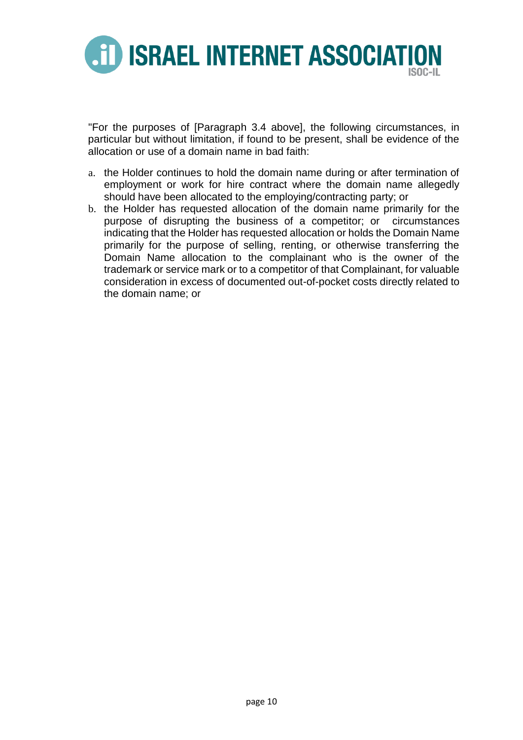"For the purposes of [Paragraph 3.4 above], the following circumstances, in particular but without limitation, if found to be present, shall be evidence of the allocation or use of a domain name in bad faith:

a. the Holder continues to hold the domain name during or after termination of employment or work for hire contract where the domain name allegedly should have been allocated to the employing/contracting party; or
b. the Holder has requested allocation of the domain name primarily for the purpose of disrupting the business of a competitor; or circumstances indicating that the Holder has requested allocation or holds the Domain Name primarily for the purpose of selling, renting, or otherwise transferring the Domain Name allocation to the complainant who is the owner of the trademark or service mark or to a competitor of that Complainant, for valuable consideration in excess of documented out-of-pocket costs directly related to the domain name; or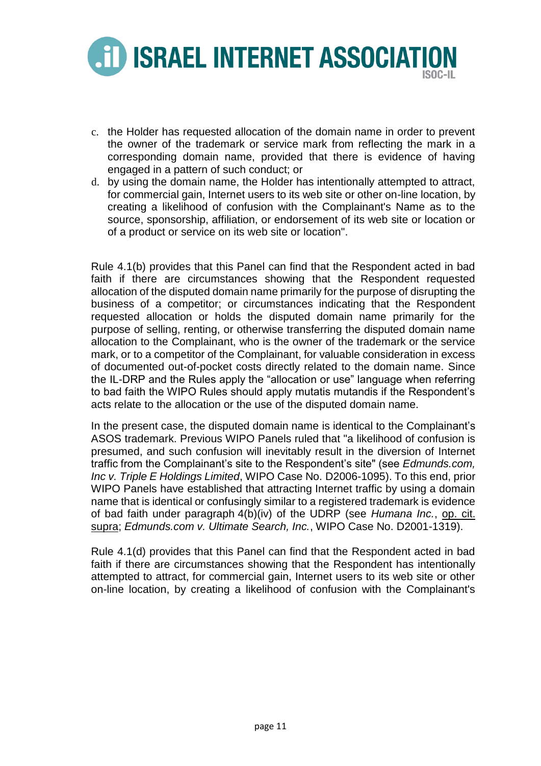c. the Holder has requested allocation of the domain name in order to prevent the owner of the trademark or service mark from reflecting the mark in a corresponding domain name, provided that there is evidence of having engaged in a pattern of such conduct; or
d. by using the domain name, the Holder has intentionally attempted to attract, for commercial gain, Internet users to its web site or other on-line location, by creating a likelihood of confusion with the Complainant's Name as to the source, sponsorship, affiliation, or endorsement of its web site or location or of a product or service on its web site or location".

Rule 4.1(b) provides that this Panel can find that the Respondent acted in bad faith if there are circumstances showing that the Respondent requested allocation of the disputed domain name primarily for the purpose of disrupting the business of a competitor; or circumstances indicating that the Respondent requested allocation or holds the disputed domain name primarily for the purpose of selling, renting, or otherwise transferring the disputed domain name allocation to the Complainant, who is the owner of the trademark or the service mark, or to a competitor of the Complainant, for valuable consideration in excess of documented out-of-pocket costs directly related to the domain name. Since the IL-DRP and the Rules apply the "allocation or use" language when referring to bad faith the WIPO Rules should apply mutatis mutandis if the Respondent's acts relate to the allocation or the use of the disputed domain name.

In the present case, the disputed domain name is identical to the Complainant's ASOS trademark. Previous WIPO Panels ruled that "a likelihood of confusion is presumed, and such confusion will inevitably result in the diversion of Internet traffic from the Complainant's site to the Respondent's site" (see *Edmunds.com, Inc v. Triple E Holdings Limited*, WIPO Case No. D2006-1095). To this end, prior WIPO Panels have established that attracting Internet traffic by using a domain name that is identical or confusingly similar to a registered trademark is evidence of bad faith under paragraph 4(b)(iv) of the UDRP (see *Humana Inc.*, op. cit. supra; *Edmunds.com v. Ultimate Search, Inc.*, WIPO Case No. D2001-1319).

Rule 4.1(d) provides that this Panel can find that the Respondent acted in bad faith if there are circumstances showing that the Respondent has intentionally attempted to attract, for commercial gain, Internet users to its web site or other on-line location, by creating a likelihood of confusion with the Complainant's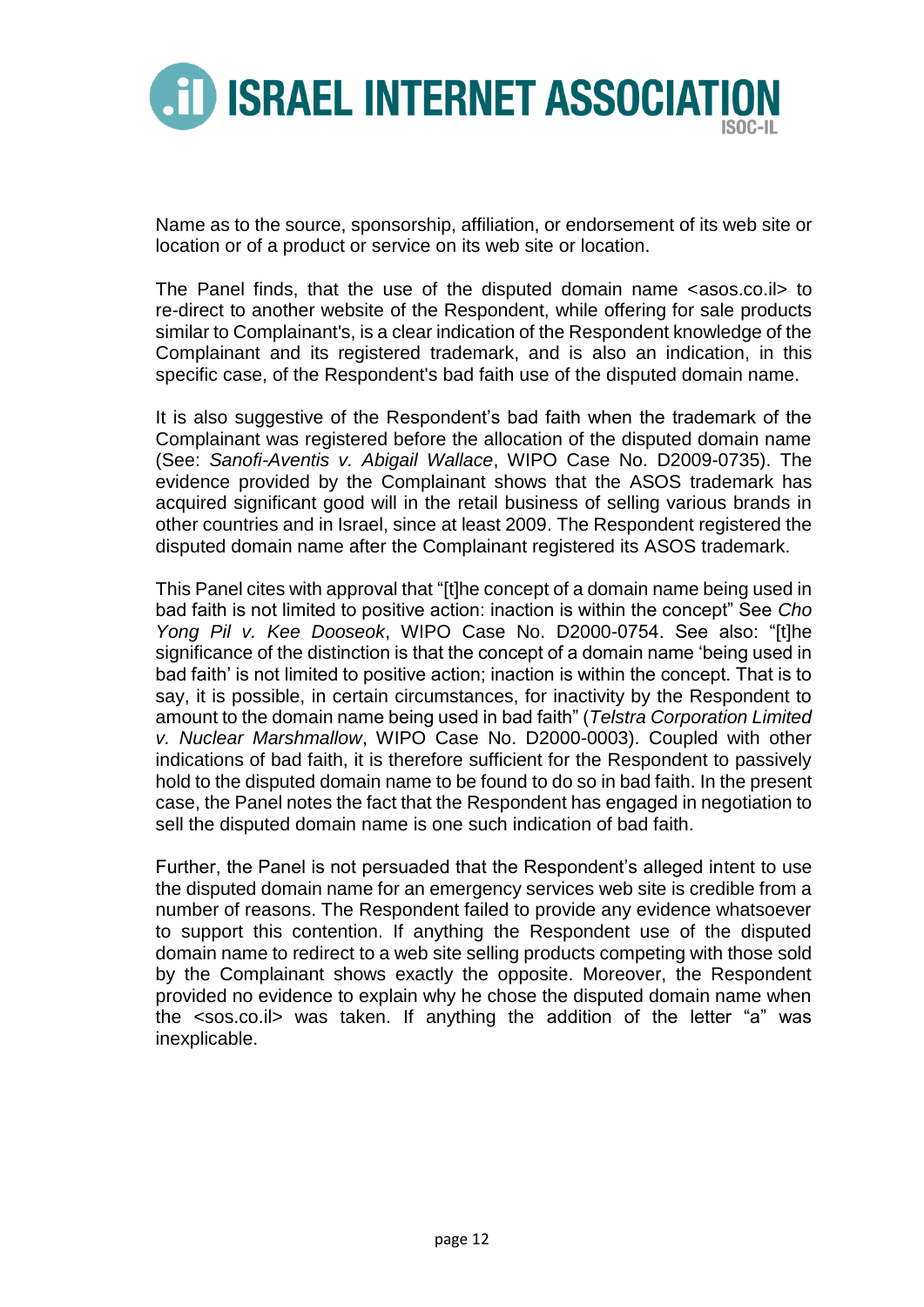Name as to the source, sponsorship, affiliation, or endorsement of its web site or location or of a product or service on its web site or location.

The Panel finds, that the use of the disputed domain name <asos.co.il> to re-direct to another website of the Respondent, while offering for sale products similar to Complainant's, is a clear indication of the Respondent knowledge of the Complainant and its registered trademark, and is also an indication, in this specific case, of the Respondent's bad faith use of the disputed domain name.

It is also suggestive of the Respondent's bad faith when the trademark of the Complainant was registered before the allocation of the disputed domain name (See: *Sanofi-Aventis v. Abigail Wallace*, WIPO Case No. D2009-0735). The evidence provided by the Complainant shows that the ASOS trademark has acquired significant good will in the retail business of selling various brands in other countries and in Israel, since at least 2009. The Respondent registered the disputed domain name after the Complainant registered its ASOS trademark.

This Panel cites with approval that "[t]he concept of a domain name being used in bad faith is not limited to positive action: inaction is within the concept" See *Cho Yong Pil v. Kee Dooseok*, WIPO Case No. D2000-0754. See also: "[t]he significance of the distinction is that the concept of a domain name 'being used in bad faith' is not limited to positive action; inaction is within the concept. That is to say, it is possible, in certain circumstances, for inactivity by the Respondent to amount to the domain name being used in bad faith" (*Telstra Corporation Limited v. Nuclear Marshmallow*, WIPO Case No. D2000-0003). Coupled with other indications of bad faith, it is therefore sufficient for the Respondent to passively hold to the disputed domain name to be found to do so in bad faith. In the present case, the Panel notes the fact that the Respondent has engaged in negotiation to sell the disputed domain name is one such indication of bad faith.

Further, the Panel is not persuaded that the Respondent's alleged intent to use the disputed domain name for an emergency services web site is credible from a number of reasons. The Respondent failed to provide any evidence whatsoever to support this contention. If anything the Respondent use of the disputed domain name to redirect to a web site selling products competing with those sold by the Complainant shows exactly the opposite. Moreover, the Respondent provided no evidence to explain why he chose the disputed domain name when the <sos.co.il> was taken. If anything the addition of the letter "a" was inexplicable.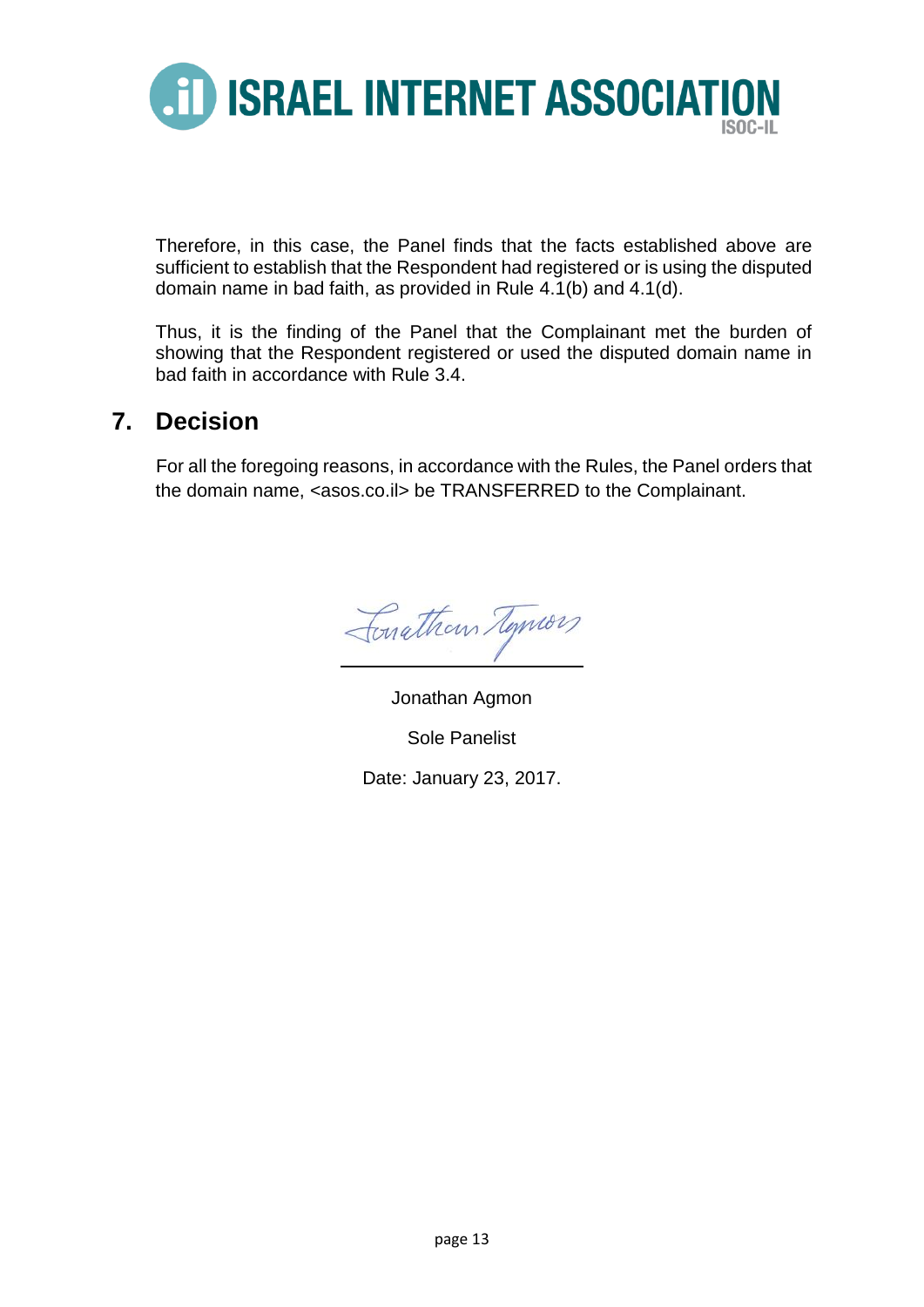Therefore, in this case, the Panel finds that the facts established above are sufficient to establish that the Respondent had registered or is using the disputed domain name in bad faith, as provided in Rule 4.1(b) and 4.1(d).

Thus, it is the finding of the Panel that the Complainant met the burden of showing that the Respondent registered or used the disputed domain name in bad faith in accordance with Rule 3.4.

## 7. Decision

For all the foregoing reasons, in accordance with the Rules, the Panel orders that the domain name, <asos.co.il> be TRANSFERRED to the Complainant.

Jonathan Agmon

Sole Panelist

Date: January 23, 2017.